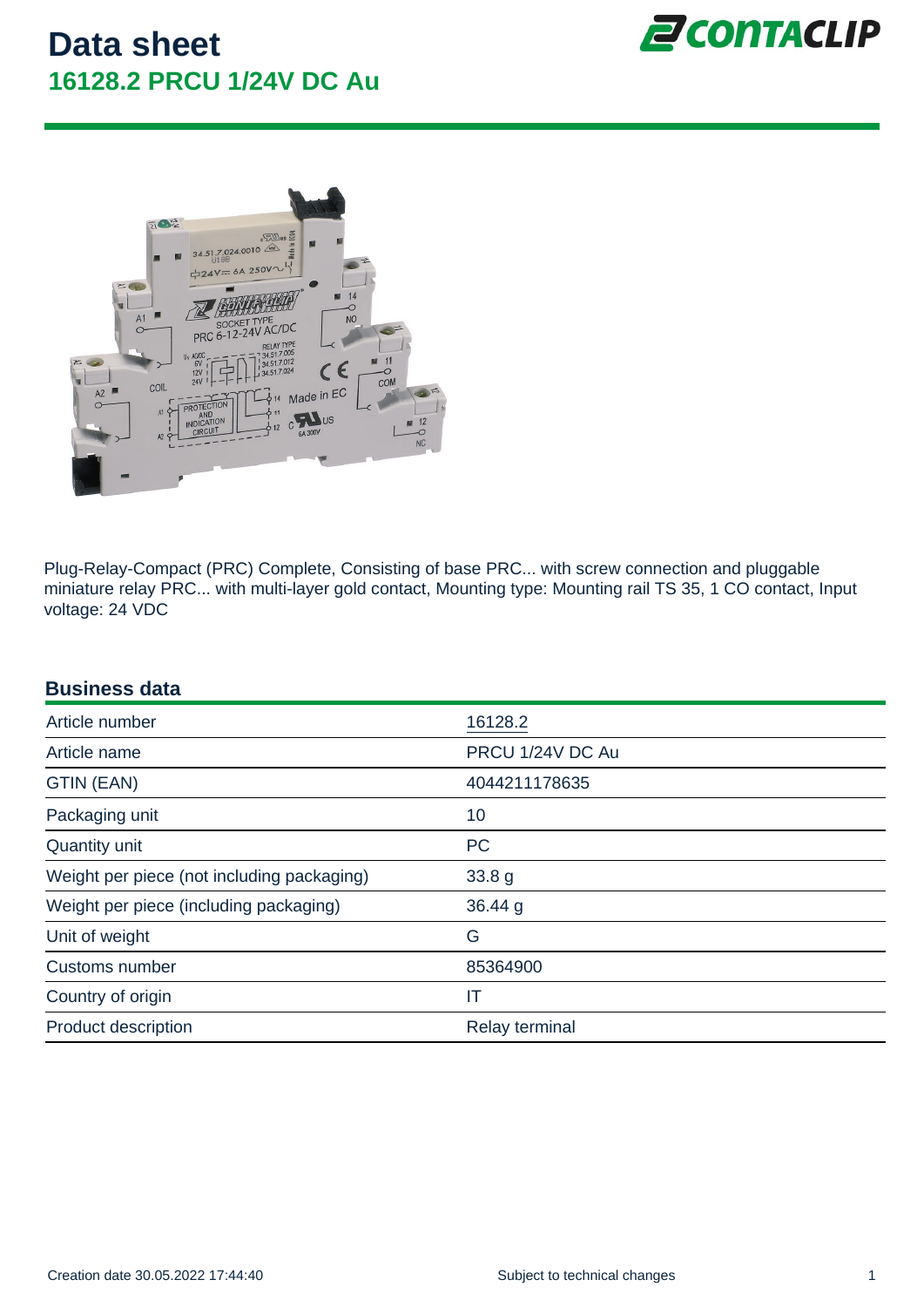# Data sheet

## 16128.2 PRCU 1/24V DC Au

Plug-Relay-Compact (PRC) Complete, Consisting of base PRC... with screw connection and pluggable miniature relay PRC... with multi-layer gold contact, Mounting type: Mounting rail TS 35, 1 CO contact, Input voltage: 24 VDC

### Business data

| | |
|---|---|
| Article number | 16128.2 |
| Article name | PRCU 1/24V DC Au |
| GTIN (EAN) | 4044211178635 |
| Packaging unit | 10 |
| Quantity unit | PC |
| Weight per piece (not including packaging) | 33.8 g |
| Weight per piece (including packaging) | 36.44 g |
| Unit of weight | G |
| Customs number | 85364900 |
| Country of origin | IT |
| Product description | Relay terminal |

Creation date 30.05.2022 17:44:40

Subject to technical changes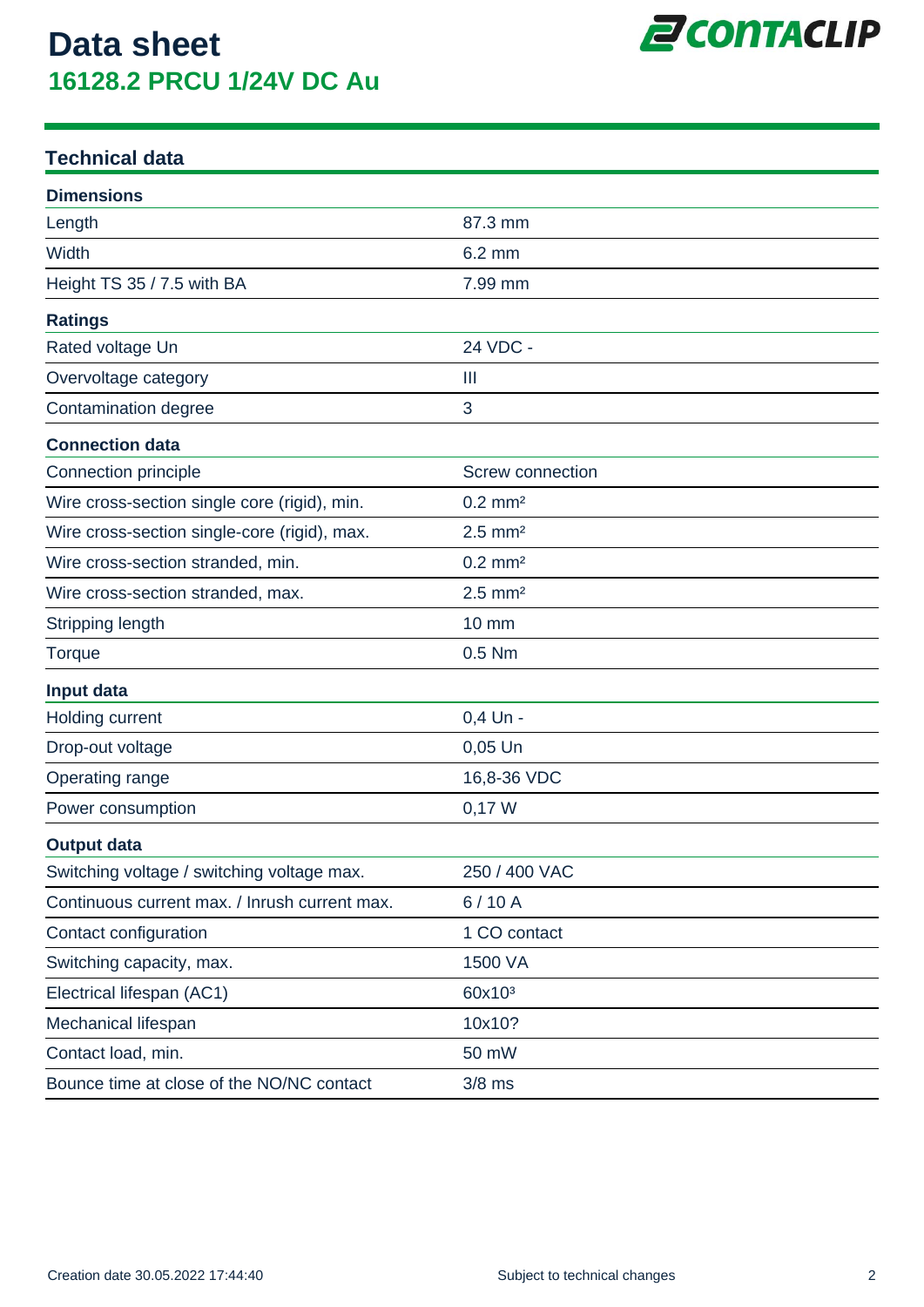# Data sheet

## 16128.2 PRCU 1/24V DC Au

### Technical data

| Dimensions | |
|---|---|
| Length | 87.3 mm |
| Width | 6.2 mm |
| Height TS 35 / 7.5 with BA | 7.99 mm |
| **Ratings** | |
| Rated voltage Un | 24 VDC - |
| Overvoltage category | III |
| Contamination degree | 3 |
| **Connection data** | |
| Connection principle | Screw connection |
| Wire cross-section single core (rigid), min. | 0.2 mm² |
| Wire cross-section single-core (rigid), max. | 2.5 mm² |
| Wire cross-section stranded, min. | 0.2 mm² |
| Wire cross-section stranded, max. | 2.5 mm² |
| Stripping length | 10 mm |
| Torque | 0.5 Nm |
| **Input data** | |
| Holding current | 0,4 Un - |
| Drop-out voltage | 0,05 Un |
| Operating range | 16,8-36 VDC |
| Power consumption | 0,17 W |
| **Output data** | |
| Switching voltage / switching voltage max. | 250 / 400 VAC |
| Continuous current max. / Inrush current max. | 6 / 10 A |
| Contact configuration | 1 CO contact |
| Switching capacity, max. | 1500 VA |
| Electrical lifespan (AC1) | $60x10^3$ |
| Mechanical lifespan | 10x10? |
| Contact load, min. | 50 mW |
| Bounce time at close of the NO/NC contact | 3/8 ms |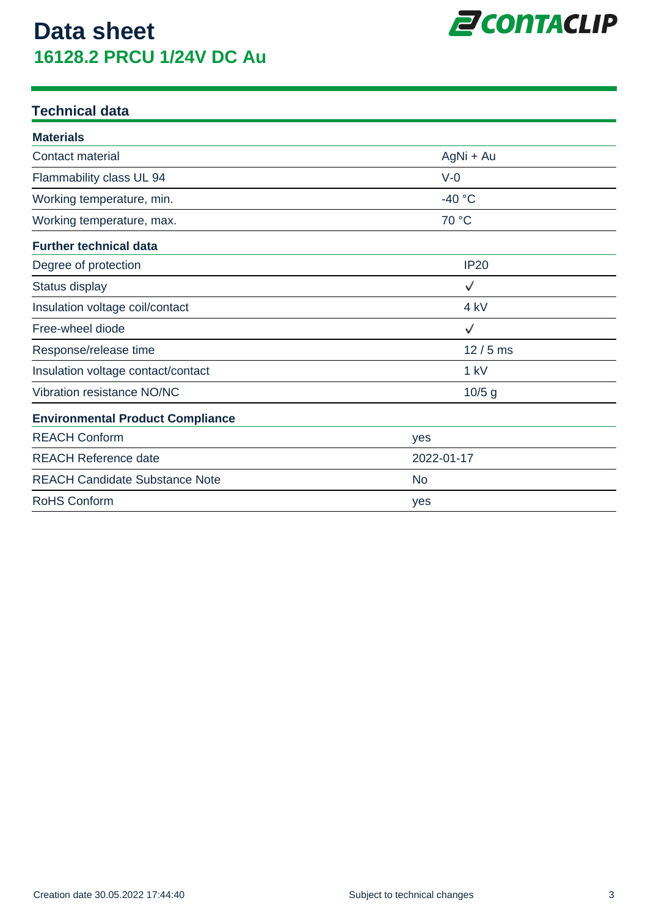# Data sheet

## 16128.2 PRCU 1/24V DC Au

### Technical data

| Materials | |
|---|---|
| Contact material | AgNi + Au |
| Flammability class UL 94 | V-0 |
| Working temperature, min. | -40 °C |
| Working temperature, max. | 70 °C |

| Further technical data | |
|---|---|
| Degree of protection | IP20 |
| Status display | ✓ |
| Insulation voltage coil/contact | 4 kV |
| Free-wheel diode | ✓ |
| Response/release time | 12 / 5 ms |
| Insulation voltage contact/contact | 1 kV |
| Vibration resistance NO/NC | 10/5 g |

| Environmental Product Compliance | |
|---|---|
| REACH Conform | yes |
| REACH Reference date | 2022-01-17 |
| REACH Candidate Substance Note | No |
| RoHS Conform | yes |

Creation date 30.05.2022 17:44:40

Subject to technical changes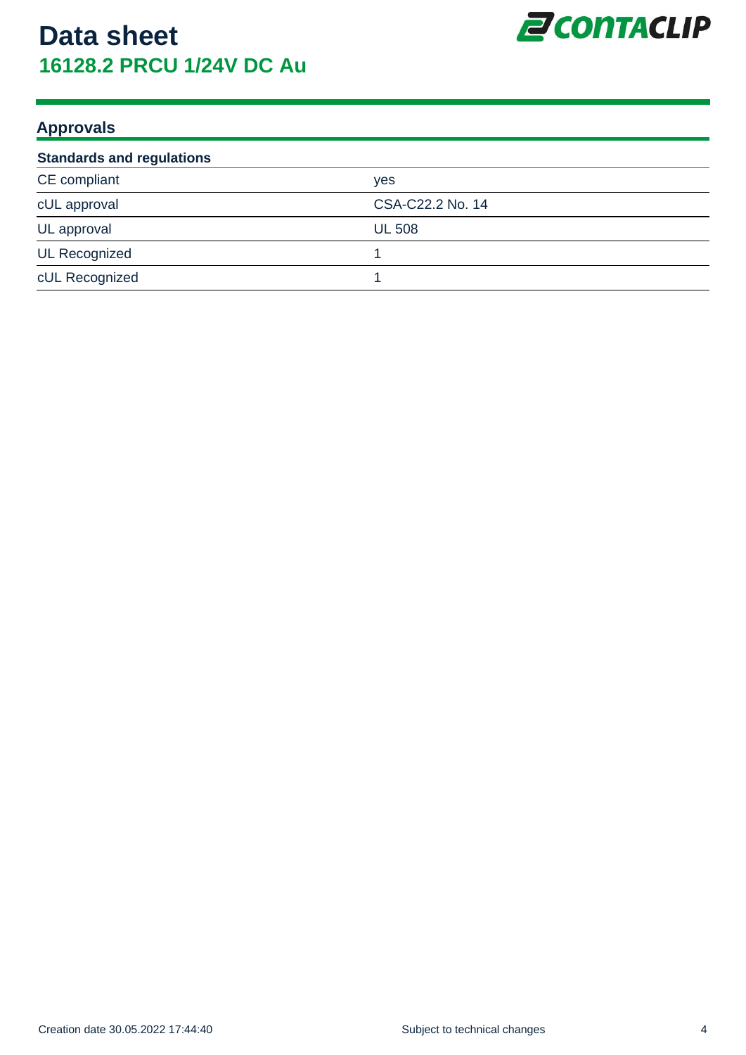# Data sheet
## 16128.2 PRCU 1/24V DC Au

### Approvals

| Standards and regulations | |
|---|---|
| CE compliant | yes |
| cUL approval | CSA-C22.2 No. 14 |
| UL approval | UL 508 |
| UL Recognized | 1 |
| cUL Recognized | 1 |

Creation date 30.05.2022 17:44:40

Subject to technical changes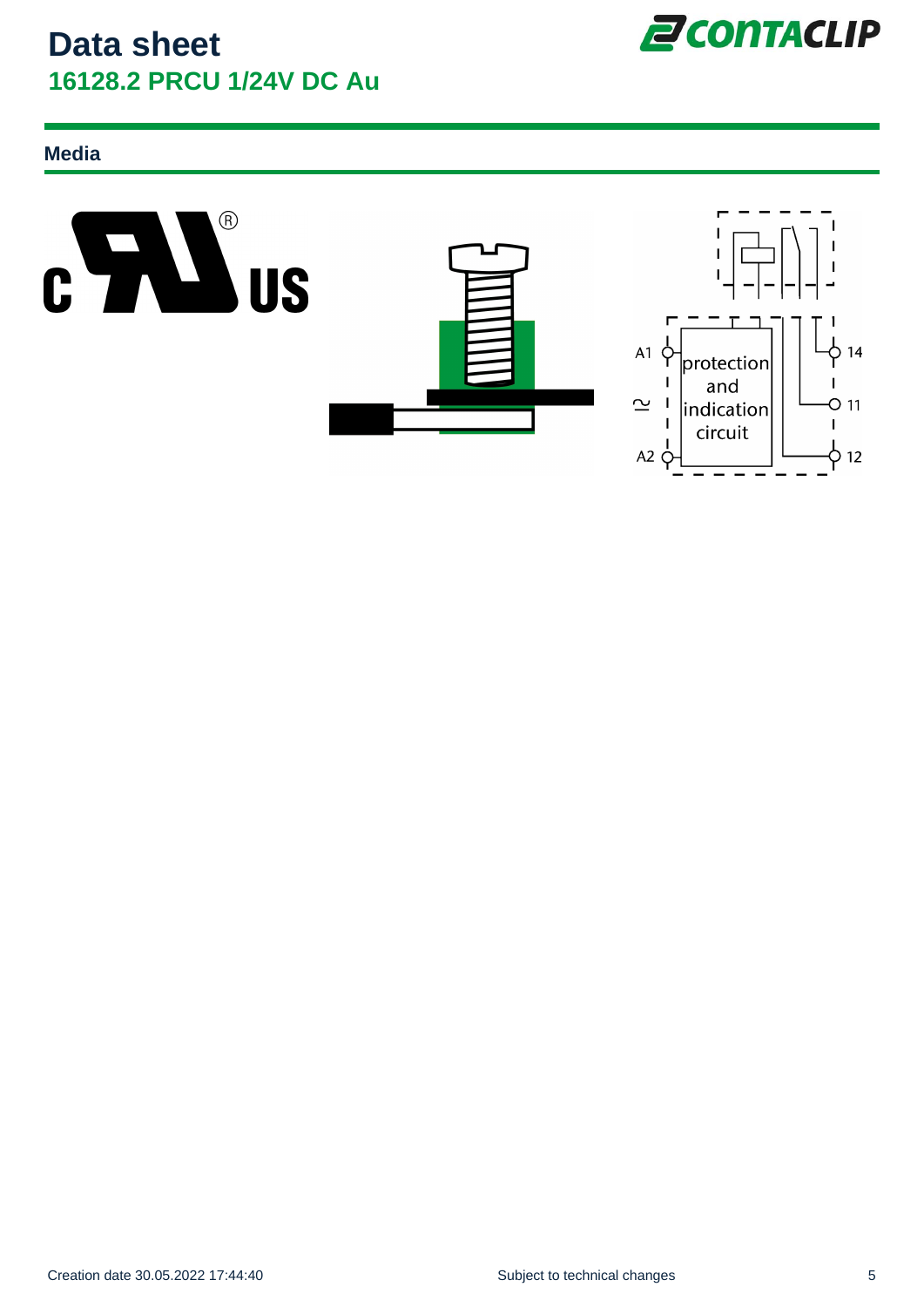# Data sheet

## 16128.2 PRCU 1/24V DC Au

### Media

A1

protection
and
indication
circuit

A2

14

11

12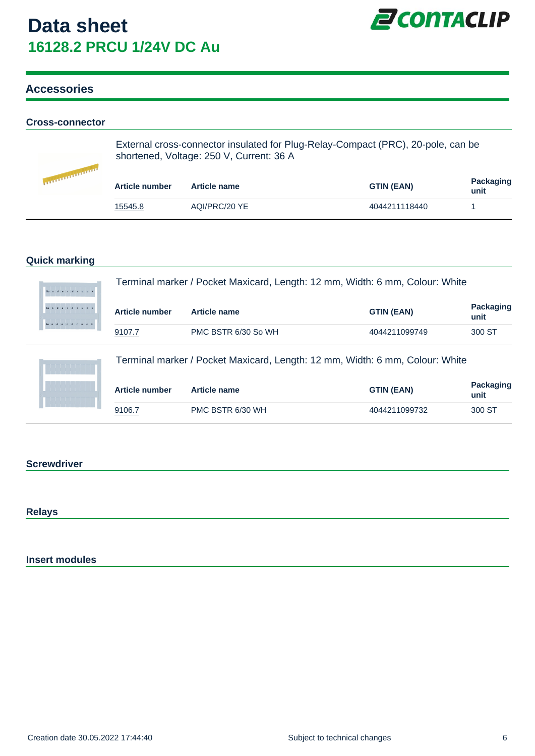# Data sheet

## 16128.2 PRCU 1/24V DC Au

## Accessories

### Cross-connector

External cross-connector insulated for Plug-Relay-Compact (PRC), 20-pole, can be shortened, Voltage: 250 V, Current: 36 A

| Article number | Article name | GTIN (EAN) | Packaging unit |
|---|---|---|---|
| 15545.8 | AQI/PRC/20 YE | 4044211118440 | 1 |

### Quick marking

Terminal marker / Pocket Maxicard, Length: 12 mm, Width: 6 mm, Colour: White

| Article number | Article name | GTIN (EAN) | Packaging unit |
|---|---|---|---|
| 9107.7 | PMC BSTR 6/30 So WH | 4044211099749 | 300 ST |

Terminal marker / Pocket Maxicard, Length: 12 mm, Width: 6 mm, Colour: White

| Article number | Article name | GTIN (EAN) | Packaging unit |
|---|---|---|---|
| 9106.7 | PMC BSTR 6/30 WH | 4044211099732 | 300 ST |

### Screwdriver

### Relays

### Insert modules

Creation date 30.05.2022 17:44:40

Subject to technical changes